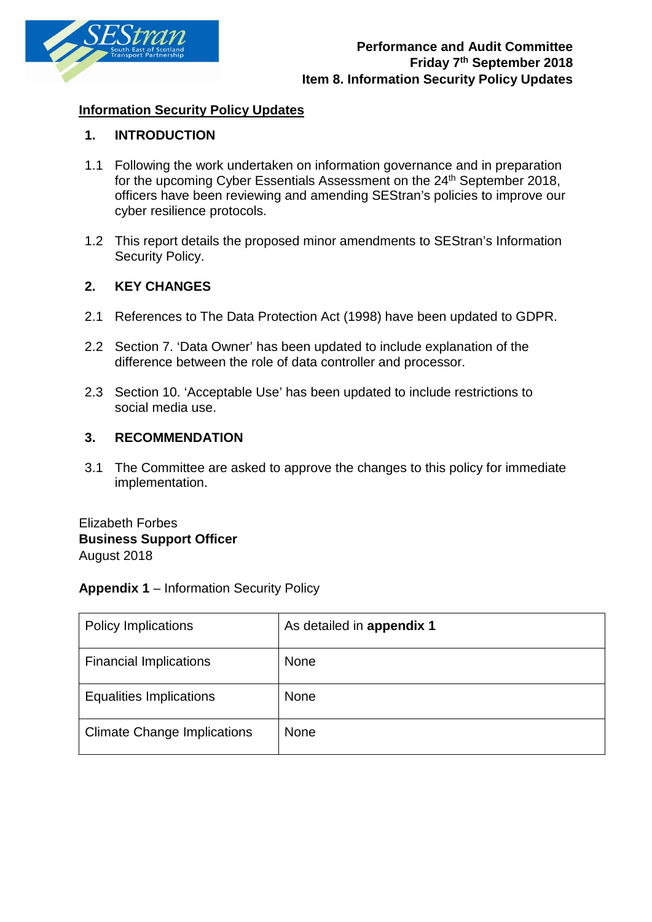**Performance and Audit Committee**
**Friday 7th September 2018**
**Item 8. Information Security Policy Updates**

# Information Security Policy Updates

## 1. INTRODUCTION

1.1 Following the work undertaken on information governance and in preparation for the upcoming Cyber Essentials Assessment on the 24th September 2018, officers have been reviewing and amending SEStran's policies to improve our cyber resilience protocols.

1.2 This report details the proposed minor amendments to SEStran's Information Security Policy.

## 2. KEY CHANGES

2.1 References to The Data Protection Act (1998) have been updated to GDPR.

2.2 Section 7. 'Data Owner' has been updated to include explanation of the difference between the role of data controller and processor.

2.3 Section 10. 'Acceptable Use' has been updated to include restrictions to social media use.

## 3. RECOMMENDATION

3.1 The Committee are asked to approve the changes to this policy for immediate implementation.

Elizabeth Forbes
**Business Support Officer**
August 2018

**Appendix 1** – Information Security Policy

| Policy Implications | As detailed in **appendix 1** |
|---|---|
| Financial Implications | None |
| Equalities Implications | None |
| Climate Change Implications | None |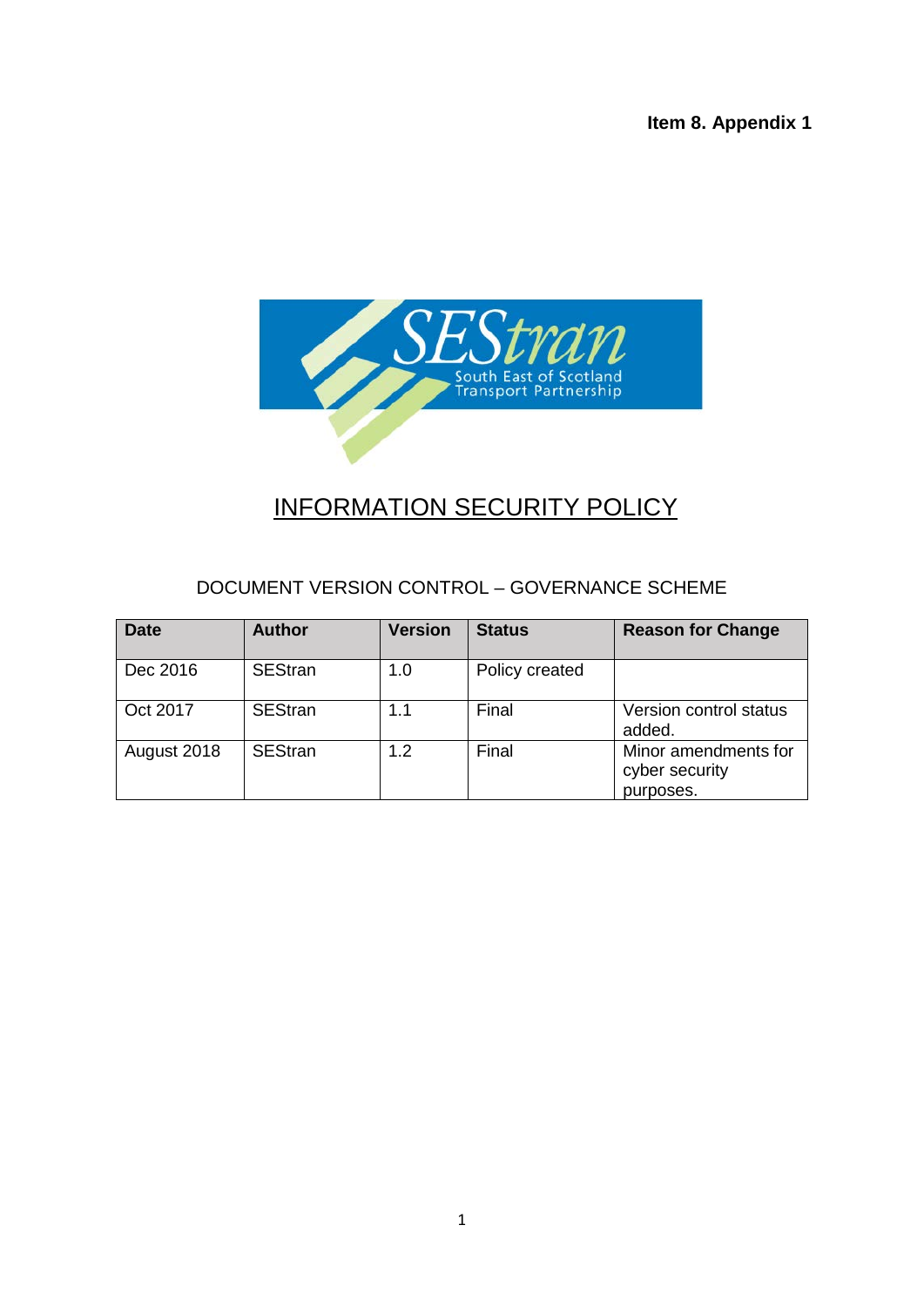**Item 8. Appendix 1**

SEStran
South East of Scotland Transport Partnership

# INFORMATION SECURITY POLICY

DOCUMENT VERSION CONTROL – GOVERNANCE SCHEME

| Date | Author | Version | Status | Reason for Change |
|---|---|---|---|---|
| Dec 2016 | SEStran | 1.0 | Policy created | |
| Oct 2017 | SEStran | 1.1 | Final | Version control status added. |
| August 2018 | SEStran | 1.2 | Final | Minor amendments for cyber security purposes. |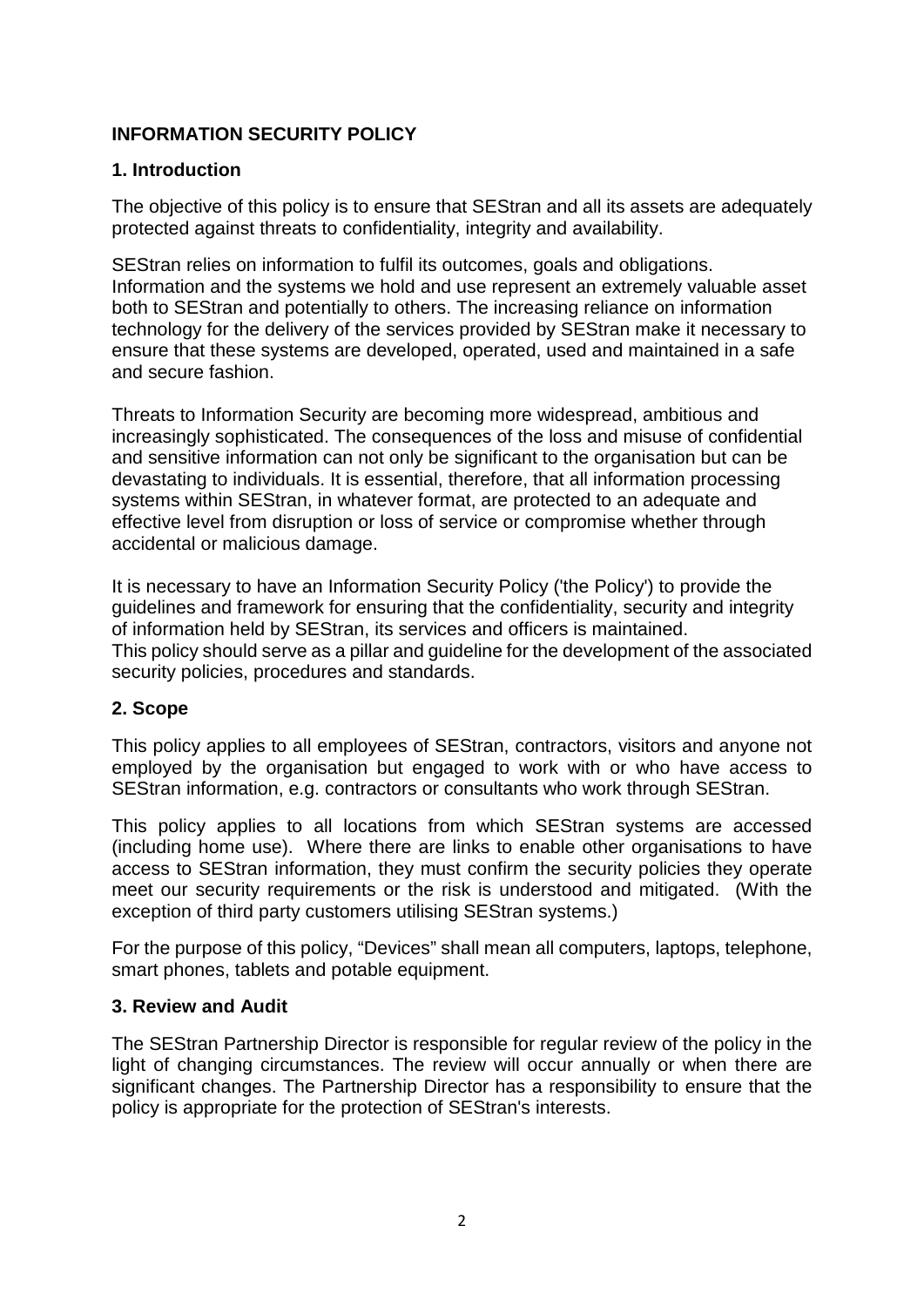# INFORMATION SECURITY POLICY

## 1. Introduction

The objective of this policy is to ensure that SEStran and all its assets are adequately protected against threats to confidentiality, integrity and availability.

SEStran relies on information to fulfil its outcomes, goals and obligations. Information and the systems we hold and use represent an extremely valuable asset both to SEStran and potentially to others. The increasing reliance on information technology for the delivery of the services provided by SEStran make it necessary to ensure that these systems are developed, operated, used and maintained in a safe and secure fashion.

Threats to Information Security are becoming more widespread, ambitious and increasingly sophisticated. The consequences of the loss and misuse of confidential and sensitive information can not only be significant to the organisation but can be devastating to individuals. It is essential, therefore, that all information processing systems within SEStran, in whatever format, are protected to an adequate and effective level from disruption or loss of service or compromise whether through accidental or malicious damage.

It is necessary to have an Information Security Policy ('the Policy') to provide the guidelines and framework for ensuring that the confidentiality, security and integrity of information held by SEStran, its services and officers is maintained. This policy should serve as a pillar and guideline for the development of the associated security policies, procedures and standards.

## 2. Scope

This policy applies to all employees of SEStran, contractors, visitors and anyone not employed by the organisation but engaged to work with or who have access to SEStran information, e.g. contractors or consultants who work through SEStran.

This policy applies to all locations from which SEStran systems are accessed (including home use). Where there are links to enable other organisations to have access to SEStran information, they must confirm the security policies they operate meet our security requirements or the risk is understood and mitigated. (With the exception of third party customers utilising SEStran systems.)

For the purpose of this policy, "Devices" shall mean all computers, laptops, telephone, smart phones, tablets and potable equipment.

## 3. Review and Audit

The SEStran Partnership Director is responsible for regular review of the policy in the light of changing circumstances. The review will occur annually or when there are significant changes. The Partnership Director has a responsibility to ensure that the policy is appropriate for the protection of SEStran's interests.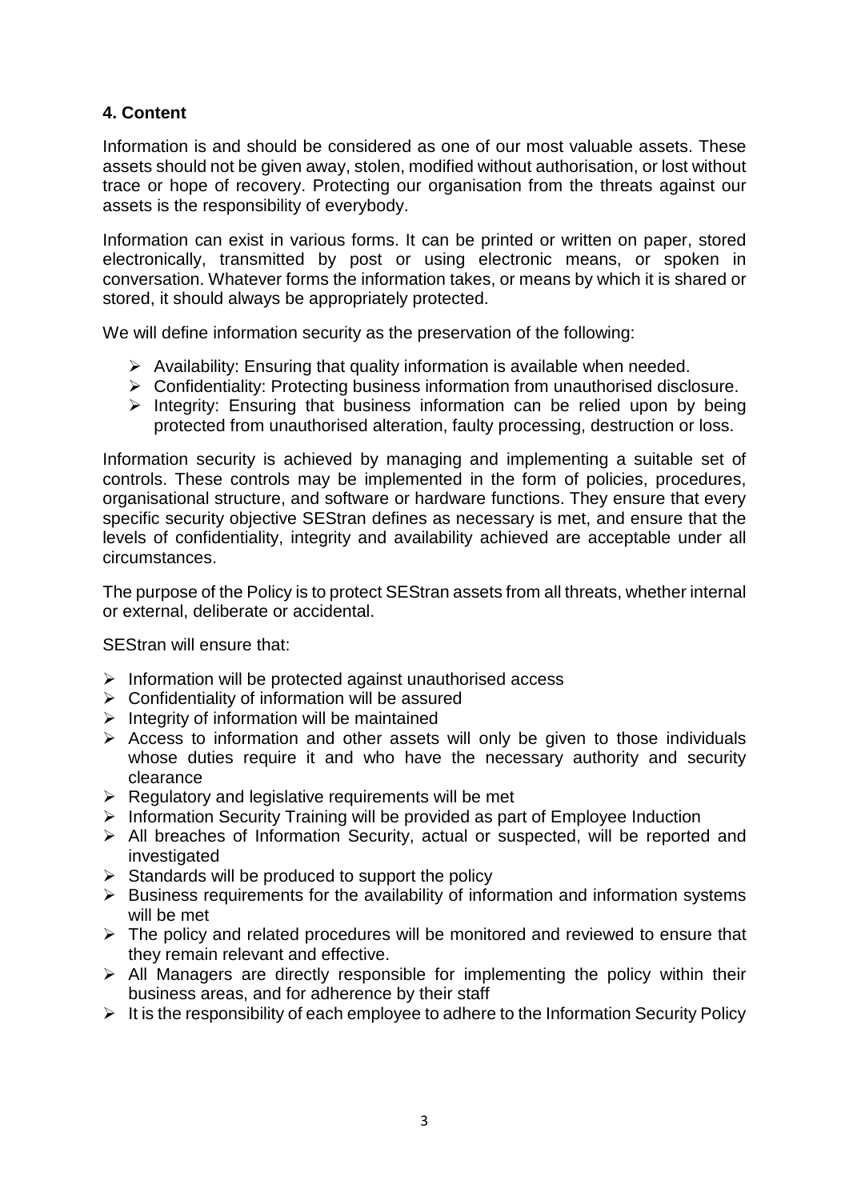## 4. Content

Information is and should be considered as one of our most valuable assets. These assets should not be given away, stolen, modified without authorisation, or lost without trace or hope of recovery. Protecting our organisation from the threats against our assets is the responsibility of everybody.

Information can exist in various forms. It can be printed or written on paper, stored electronically, transmitted by post or using electronic means, or spoken in conversation. Whatever forms the information takes, or means by which it is shared or stored, it should always be appropriately protected.

We will define information security as the preservation of the following:

- Availability: Ensuring that quality information is available when needed.
- Confidentiality: Protecting business information from unauthorised disclosure.
- Integrity: Ensuring that business information can be relied upon by being protected from unauthorised alteration, faulty processing, destruction or loss.

Information security is achieved by managing and implementing a suitable set of controls. These controls may be implemented in the form of policies, procedures, organisational structure, and software or hardware functions. They ensure that every specific security objective SEStran defines as necessary is met, and ensure that the levels of confidentiality, integrity and availability achieved are acceptable under all circumstances.

The purpose of the Policy is to protect SEStran assets from all threats, whether internal or external, deliberate or accidental.

SEStran will ensure that:

- Information will be protected against unauthorised access
- Confidentiality of information will be assured
- Integrity of information will be maintained
- Access to information and other assets will only be given to those individuals whose duties require it and who have the necessary authority and security clearance
- Regulatory and legislative requirements will be met
- Information Security Training will be provided as part of Employee Induction
- All breaches of Information Security, actual or suspected, will be reported and investigated
- Standards will be produced to support the policy
- Business requirements for the availability of information and information systems will be met
- The policy and related procedures will be monitored and reviewed to ensure that they remain relevant and effective.
- All Managers are directly responsible for implementing the policy within their business areas, and for adherence by their staff
- It is the responsibility of each employee to adhere to the Information Security Policy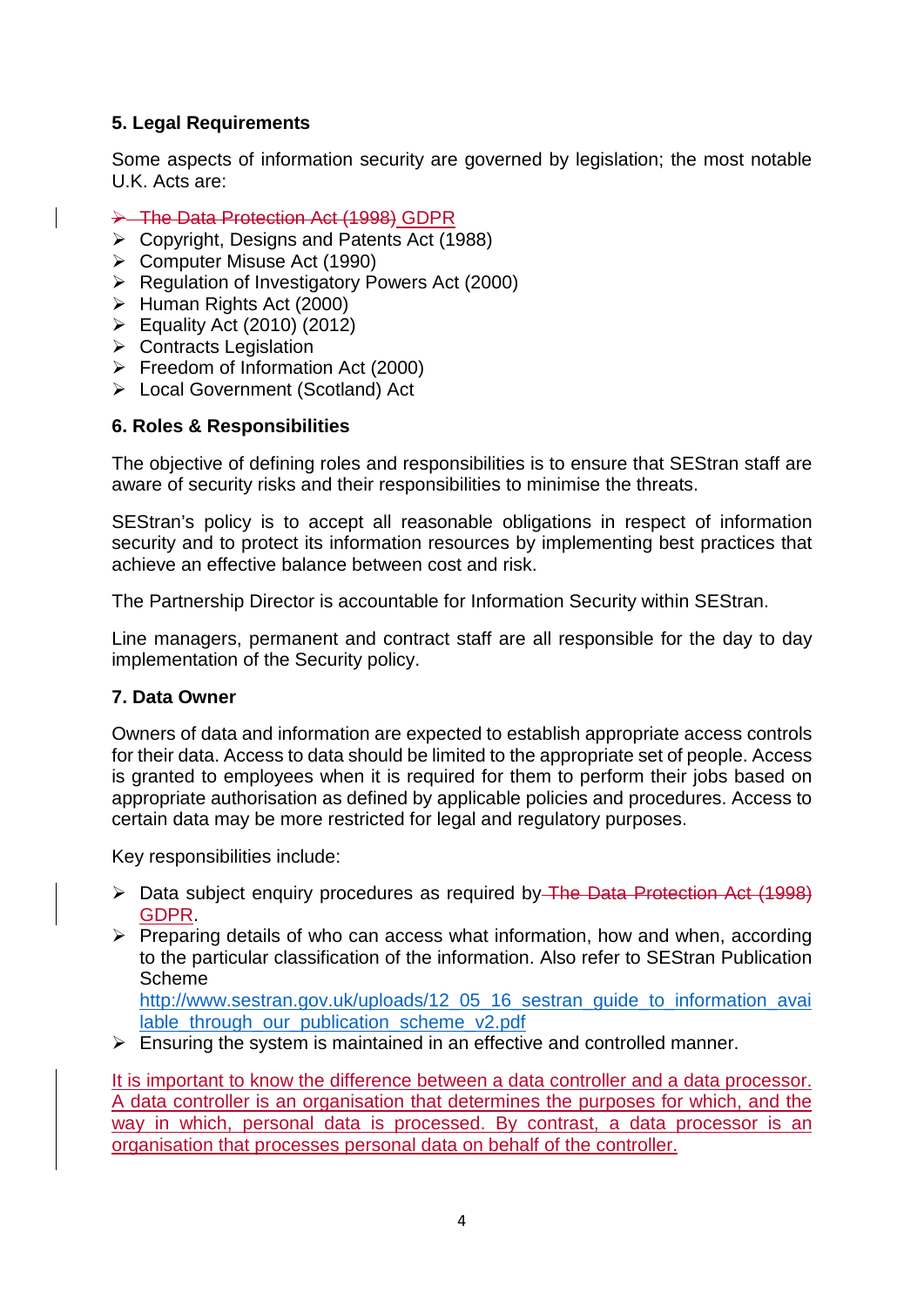## 5. Legal Requirements

Some aspects of information security are governed by legislation; the most notable U.K. Acts are:

- ~~The Data Protection Act (1998)~~ GDPR
- Copyright, Designs and Patents Act (1988)
- Computer Misuse Act (1990)
- Regulation of Investigatory Powers Act (2000)
- Human Rights Act (2000)
- Equality Act (2010) (2012)
- Contracts Legislation
- Freedom of Information Act (2000)
- Local Government (Scotland) Act

## 6. Roles & Responsibilities

The objective of defining roles and responsibilities is to ensure that SEStran staff are aware of security risks and their responsibilities to minimise the threats.

SEStran's policy is to accept all reasonable obligations in respect of information security and to protect its information resources by implementing best practices that achieve an effective balance between cost and risk.

The Partnership Director is accountable for Information Security within SEStran.

Line managers, permanent and contract staff are all responsible for the day to day implementation of the Security policy.

## 7. Data Owner

Owners of data and information are expected to establish appropriate access controls for their data. Access to data should be limited to the appropriate set of people. Access is granted to employees when it is required for them to perform their jobs based on appropriate authorisation as defined by applicable policies and procedures. Access to certain data may be more restricted for legal and regulatory purposes.

Key responsibilities include:

- Data subject enquiry procedures as required by ~~The Data Protection Act (1998)~~ GDPR.
- Preparing details of who can access what information, how and when, according to the particular classification of the information. Also refer to SEStran Publication Scheme http://www.sestran.gov.uk/uploads/12_05_16_sestran_guide_to_information_available_through_our_publication_scheme_v2.pdf
- Ensuring the system is maintained in an effective and controlled manner.

It is important to know the difference between a data controller and a data processor. A data controller is an organisation that determines the purposes for which, and the way in which, personal data is processed. By contrast, a data processor is an organisation that processes personal data on behalf of the controller.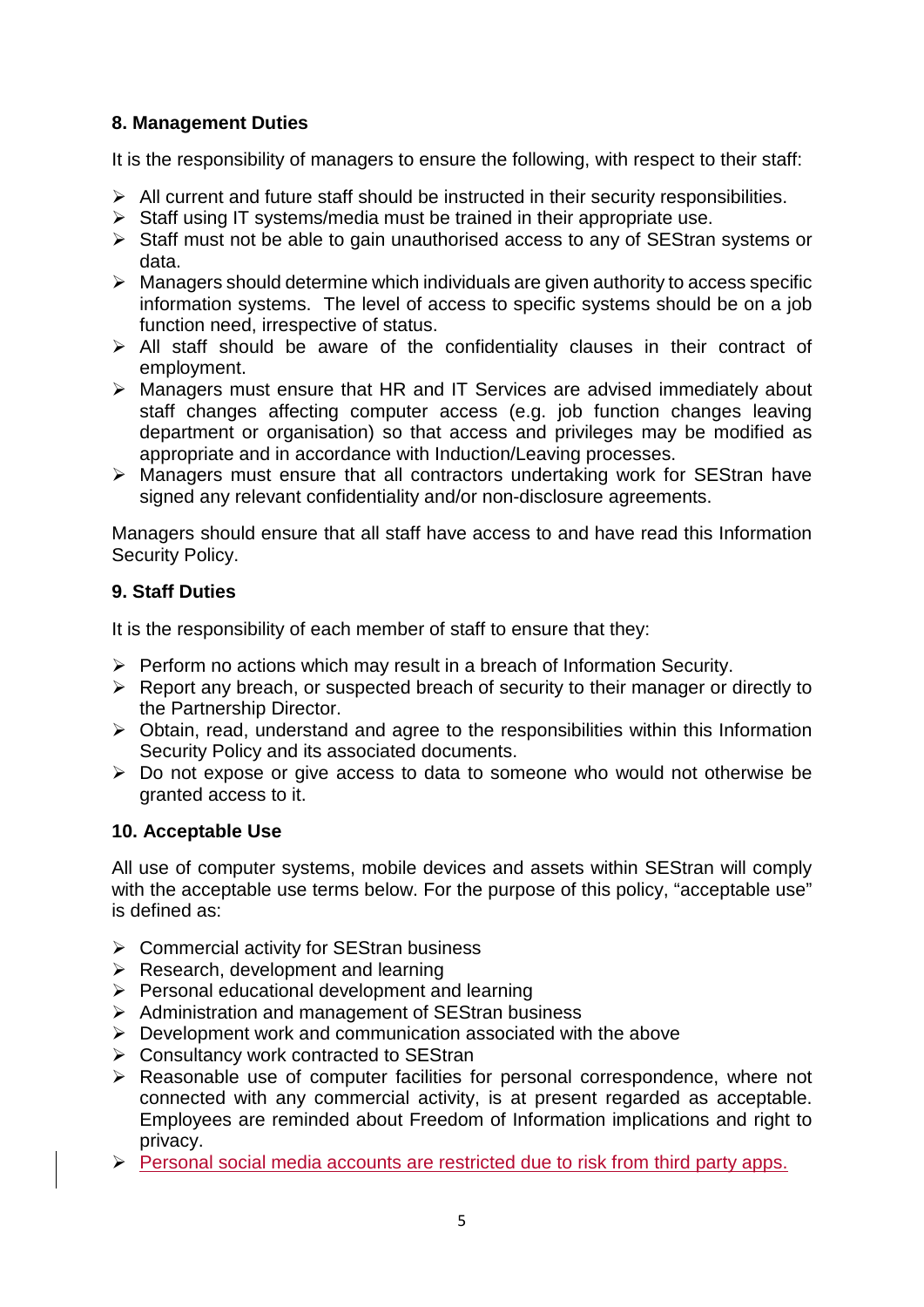## 8. Management Duties

It is the responsibility of managers to ensure the following, with respect to their staff:

- All current and future staff should be instructed in their security responsibilities.
- Staff using IT systems/media must be trained in their appropriate use.
- Staff must not be able to gain unauthorised access to any of SEStran systems or data.
- Managers should determine which individuals are given authority to access specific information systems. The level of access to specific systems should be on a job function need, irrespective of status.
- All staff should be aware of the confidentiality clauses in their contract of employment.
- Managers must ensure that HR and IT Services are advised immediately about staff changes affecting computer access (e.g. job function changes leaving department or organisation) so that access and privileges may be modified as appropriate and in accordance with Induction/Leaving processes.
- Managers must ensure that all contractors undertaking work for SEStran have signed any relevant confidentiality and/or non-disclosure agreements.

Managers should ensure that all staff have access to and have read this Information Security Policy.

## 9. Staff Duties

It is the responsibility of each member of staff to ensure that they:

- Perform no actions which may result in a breach of Information Security.
- Report any breach, or suspected breach of security to their manager or directly to the Partnership Director.
- Obtain, read, understand and agree to the responsibilities within this Information Security Policy and its associated documents.
- Do not expose or give access to data to someone who would not otherwise be granted access to it.

## 10. Acceptable Use

All use of computer systems, mobile devices and assets within SEStran will comply with the acceptable use terms below. For the purpose of this policy, "acceptable use" is defined as:

- Commercial activity for SEStran business
- Research, development and learning
- Personal educational development and learning
- Administration and management of SEStran business
- Development work and communication associated with the above
- Consultancy work contracted to SEStran
- Reasonable use of computer facilities for personal correspondence, where not connected with any commercial activity, is at present regarded as acceptable. Employees are reminded about Freedom of Information implications and right to privacy.
- Personal social media accounts are restricted due to risk from third party apps.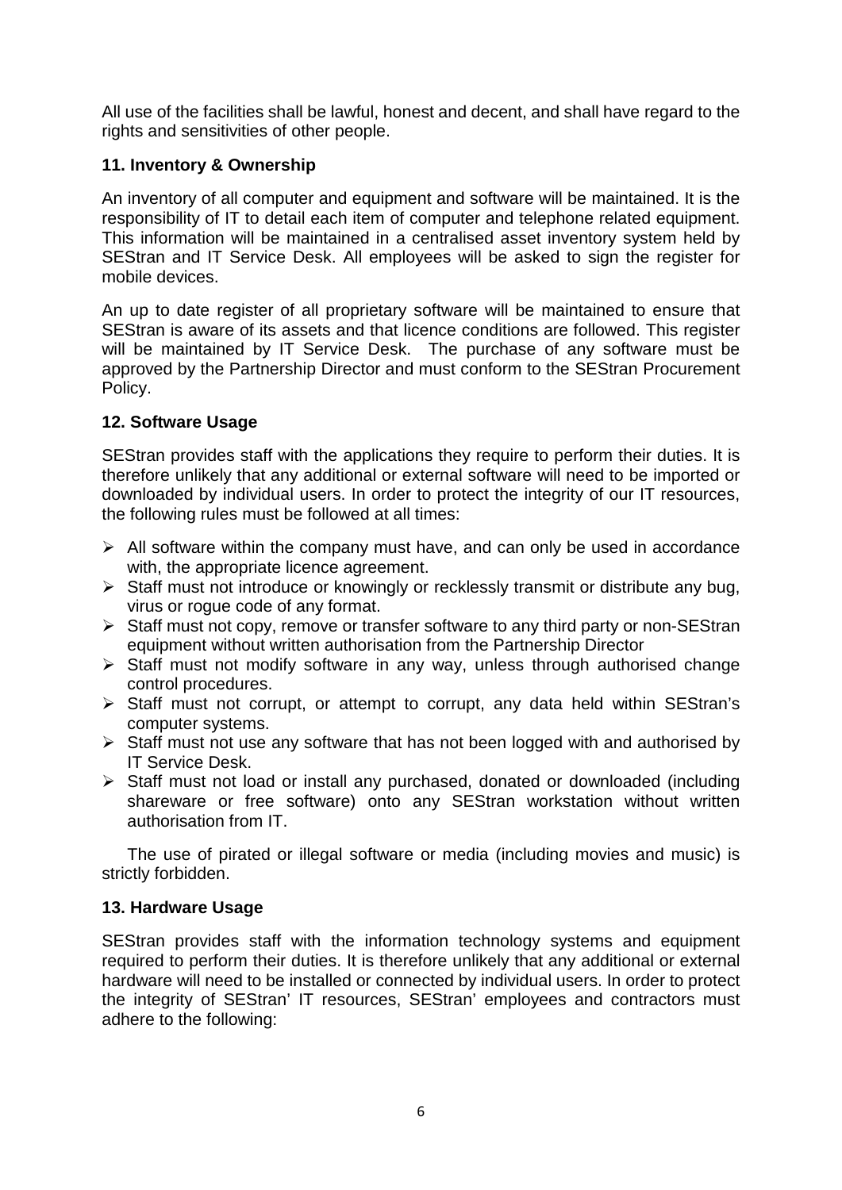All use of the facilities shall be lawful, honest and decent, and shall have regard to the rights and sensitivities of other people.

### 11. Inventory & Ownership

An inventory of all computer and equipment and software will be maintained. It is the responsibility of IT to detail each item of computer and telephone related equipment. This information will be maintained in a centralised asset inventory system held by SEStran and IT Service Desk. All employees will be asked to sign the register for mobile devices.

An up to date register of all proprietary software will be maintained to ensure that SEStran is aware of its assets and that licence conditions are followed. This register will be maintained by IT Service Desk. The purchase of any software must be approved by the Partnership Director and must conform to the SEStran Procurement Policy.

### 12. Software Usage

SEStran provides staff with the applications they require to perform their duties. It is therefore unlikely that any additional or external software will need to be imported or downloaded by individual users. In order to protect the integrity of our IT resources, the following rules must be followed at all times:

- All software within the company must have, and can only be used in accordance with, the appropriate licence agreement.
- Staff must not introduce or knowingly or recklessly transmit or distribute any bug, virus or rogue code of any format.
- Staff must not copy, remove or transfer software to any third party or non-SEStran equipment without written authorisation from the Partnership Director
- Staff must not modify software in any way, unless through authorised change control procedures.
- Staff must not corrupt, or attempt to corrupt, any data held within SEStran's computer systems.
- Staff must not use any software that has not been logged with and authorised by IT Service Desk.
- Staff must not load or install any purchased, donated or downloaded (including shareware or free software) onto any SEStran workstation without written authorisation from IT.

The use of pirated or illegal software or media (including movies and music) is strictly forbidden.

### 13. Hardware Usage

SEStran provides staff with the information technology systems and equipment required to perform their duties. It is therefore unlikely that any additional or external hardware will need to be installed or connected by individual users. In order to protect the integrity of SEStran' IT resources, SEStran' employees and contractors must adhere to the following: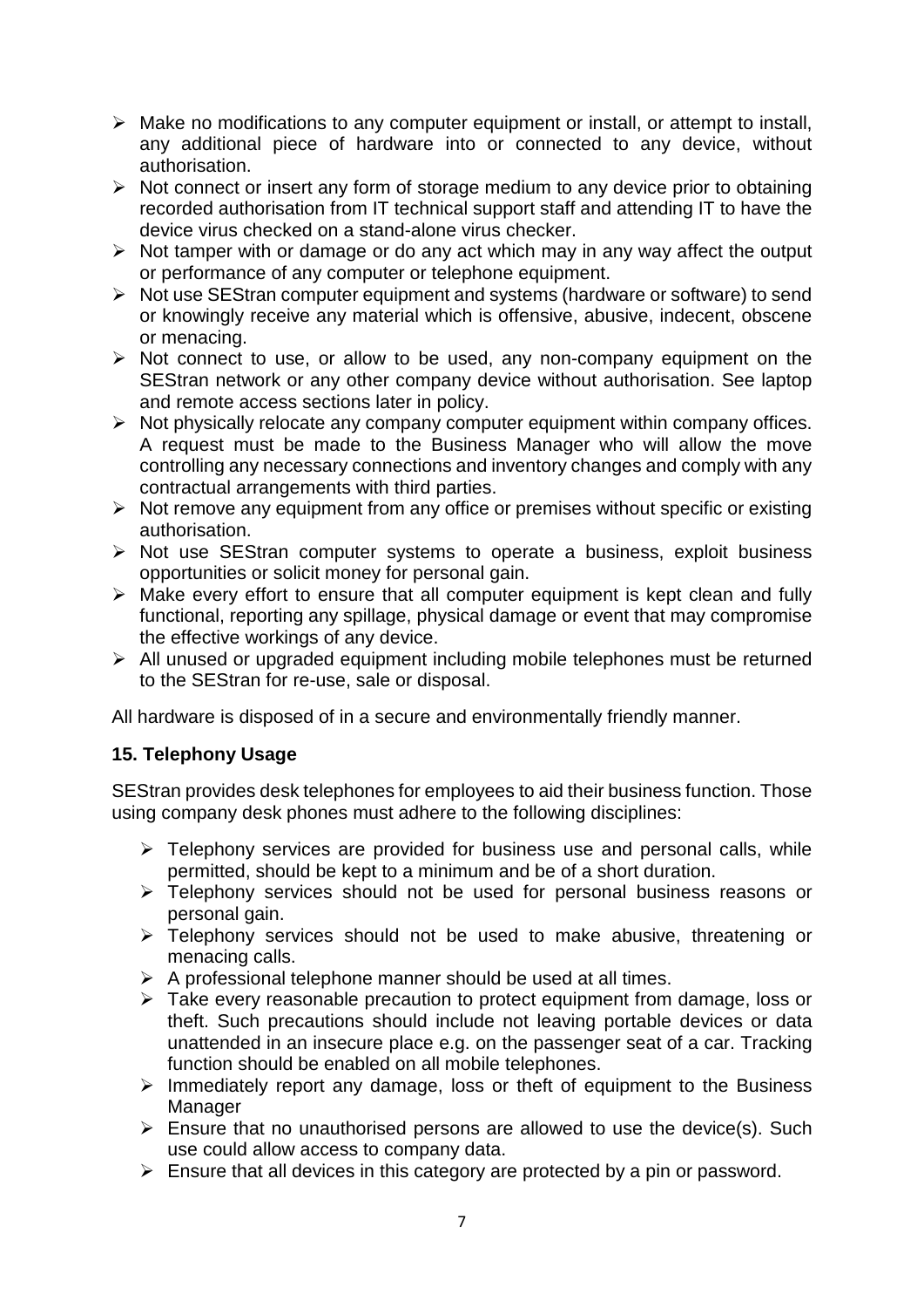- Make no modifications to any computer equipment or install, or attempt to install, any additional piece of hardware into or connected to any device, without authorisation.
- Not connect or insert any form of storage medium to any device prior to obtaining recorded authorisation from IT technical support staff and attending IT to have the device virus checked on a stand-alone virus checker.
- Not tamper with or damage or do any act which may in any way affect the output or performance of any computer or telephone equipment.
- Not use SEStran computer equipment and systems (hardware or software) to send or knowingly receive any material which is offensive, abusive, indecent, obscene or menacing.
- Not connect to use, or allow to be used, any non-company equipment on the SEStran network or any other company device without authorisation. See laptop and remote access sections later in policy.
- Not physically relocate any company computer equipment within company offices. A request must be made to the Business Manager who will allow the move controlling any necessary connections and inventory changes and comply with any contractual arrangements with third parties.
- Not remove any equipment from any office or premises without specific or existing authorisation.
- Not use SEStran computer systems to operate a business, exploit business opportunities or solicit money for personal gain.
- Make every effort to ensure that all computer equipment is kept clean and fully functional, reporting any spillage, physical damage or event that may compromise the effective workings of any device.
- All unused or upgraded equipment including mobile telephones must be returned to the SEStran for re-use, sale or disposal.

All hardware is disposed of in a secure and environmentally friendly manner.

### 15. Telephony Usage

SEStran provides desk telephones for employees to aid their business function. Those using company desk phones must adhere to the following disciplines:

- Telephony services are provided for business use and personal calls, while permitted, should be kept to a minimum and be of a short duration.
- Telephony services should not be used for personal business reasons or personal gain.
- Telephony services should not be used to make abusive, threatening or menacing calls.
- A professional telephone manner should be used at all times.
- Take every reasonable precaution to protect equipment from damage, loss or theft. Such precautions should include not leaving portable devices or data unattended in an insecure place e.g. on the passenger seat of a car. Tracking function should be enabled on all mobile telephones.
- Immediately report any damage, loss or theft of equipment to the Business Manager
- Ensure that no unauthorised persons are allowed to use the device(s). Such use could allow access to company data.
- Ensure that all devices in this category are protected by a pin or password.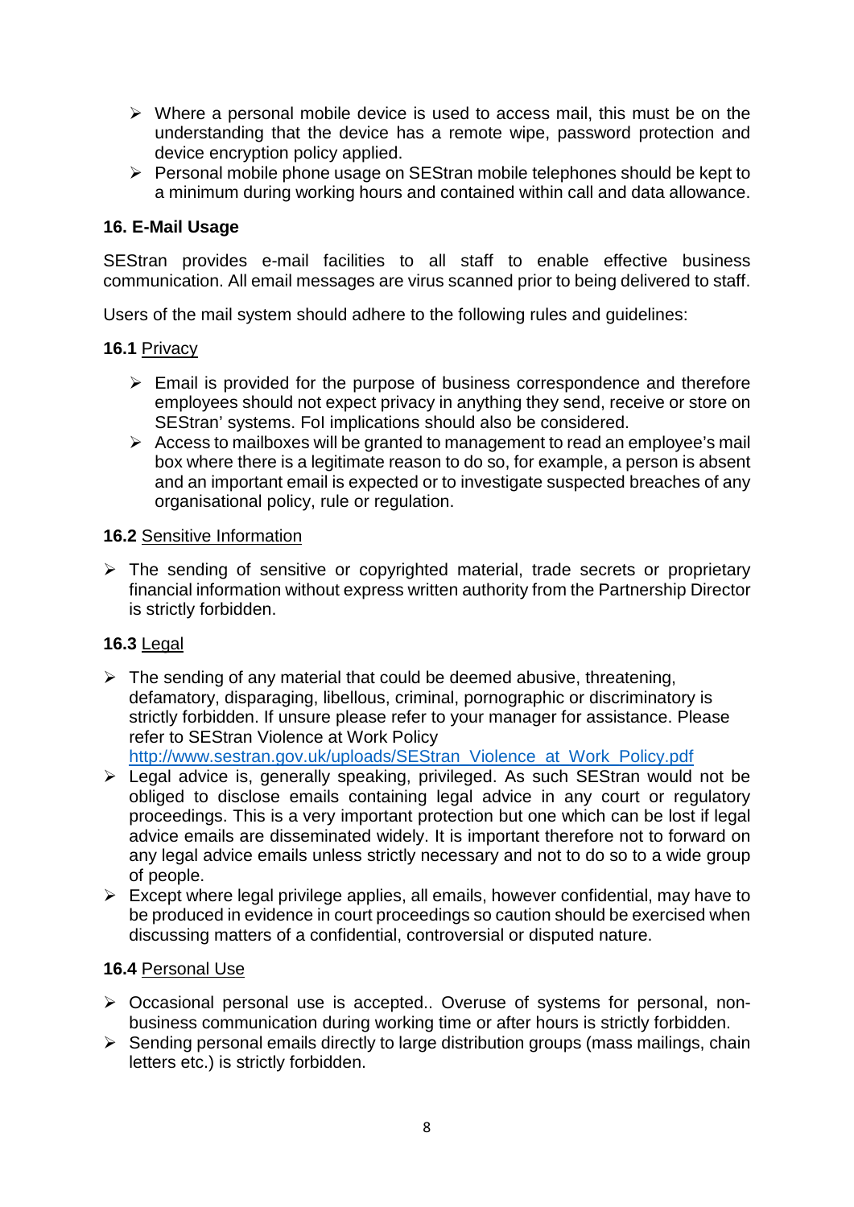- Where a personal mobile device is used to access mail, this must be on the understanding that the device has a remote wipe, password protection and device encryption policy applied.
- Personal mobile phone usage on SEStran mobile telephones should be kept to a minimum during working hours and contained within call and data allowance.

## 16. E-Mail Usage

SEStran provides e-mail facilities to all staff to enable effective business communication. All email messages are virus scanned prior to being delivered to staff.

Users of the mail system should adhere to the following rules and guidelines:

**16.1** Privacy

- Email is provided for the purpose of business correspondence and therefore employees should not expect privacy in anything they send, receive or store on SEStran' systems. FoI implications should also be considered.
- Access to mailboxes will be granted to management to read an employee's mail box where there is a legitimate reason to do so, for example, a person is absent and an important email is expected or to investigate suspected breaches of any organisational policy, rule or regulation.

**16.2** Sensitive Information

- The sending of sensitive or copyrighted material, trade secrets or proprietary financial information without express written authority from the Partnership Director is strictly forbidden.

**16.3** Legal

- The sending of any material that could be deemed abusive, threatening, defamatory, disparaging, libellous, criminal, pornographic or discriminatory is strictly forbidden. If unsure please refer to your manager for assistance. Please refer to SEStran Violence at Work Policy http://www.sestran.gov.uk/uploads/SEStran_Violence_at_Work_Policy.pdf
- Legal advice is, generally speaking, privileged. As such SEStran would not be obliged to disclose emails containing legal advice in any court or regulatory proceedings. This is a very important protection but one which can be lost if legal advice emails are disseminated widely. It is important therefore not to forward on any legal advice emails unless strictly necessary and not to do so to a wide group of people.
- Except where legal privilege applies, all emails, however confidential, may have to be produced in evidence in court proceedings so caution should be exercised when discussing matters of a confidential, controversial or disputed nature.

**16.4** Personal Use

- Occasional personal use is accepted.. Overuse of systems for personal, non-business communication during working time or after hours is strictly forbidden.
- Sending personal emails directly to large distribution groups (mass mailings, chain letters etc.) is strictly forbidden.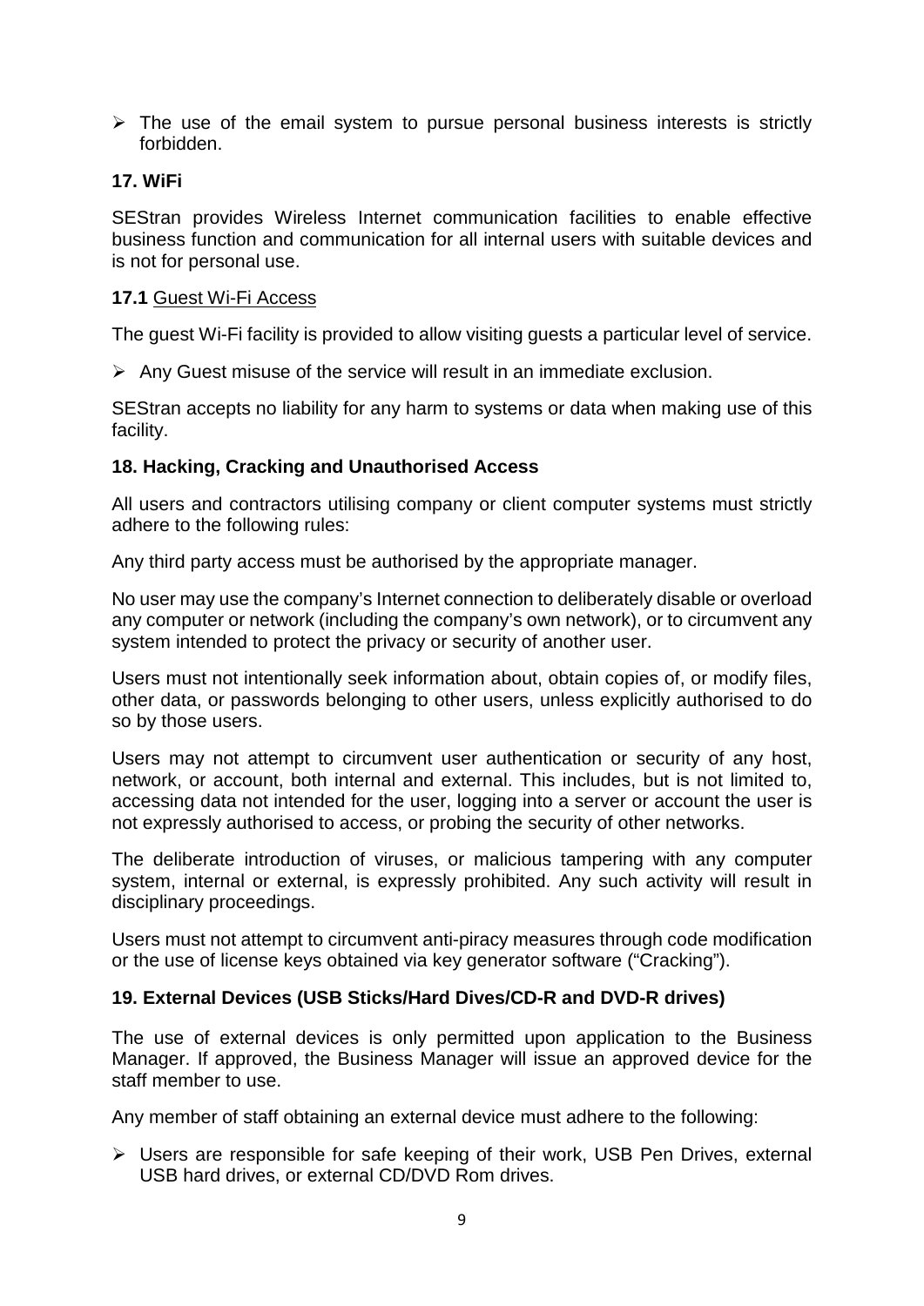- The use of the email system to pursue personal business interests is strictly forbidden.

### 17. WiFi

SEStran provides Wireless Internet communication facilities to enable effective business function and communication for all internal users with suitable devices and is not for personal use.

#### 17.1 Guest Wi-Fi Access

The guest Wi-Fi facility is provided to allow visiting guests a particular level of service.

- Any Guest misuse of the service will result in an immediate exclusion.

SEStran accepts no liability for any harm to systems or data when making use of this facility.

### 18. Hacking, Cracking and Unauthorised Access

All users and contractors utilising company or client computer systems must strictly adhere to the following rules:

Any third party access must be authorised by the appropriate manager.

No user may use the company's Internet connection to deliberately disable or overload any computer or network (including the company's own network), or to circumvent any system intended to protect the privacy or security of another user.

Users must not intentionally seek information about, obtain copies of, or modify files, other data, or passwords belonging to other users, unless explicitly authorised to do so by those users.

Users may not attempt to circumvent user authentication or security of any host, network, or account, both internal and external. This includes, but is not limited to, accessing data not intended for the user, logging into a server or account the user is not expressly authorised to access, or probing the security of other networks.

The deliberate introduction of viruses, or malicious tampering with any computer system, internal or external, is expressly prohibited. Any such activity will result in disciplinary proceedings.

Users must not attempt to circumvent anti-piracy measures through code modification or the use of license keys obtained via key generator software ("Cracking").

### 19. External Devices (USB Sticks/Hard Dives/CD-R and DVD-R drives)

The use of external devices is only permitted upon application to the Business Manager. If approved, the Business Manager will issue an approved device for the staff member to use.

Any member of staff obtaining an external device must adhere to the following:

- Users are responsible for safe keeping of their work, USB Pen Drives, external USB hard drives, or external CD/DVD Rom drives.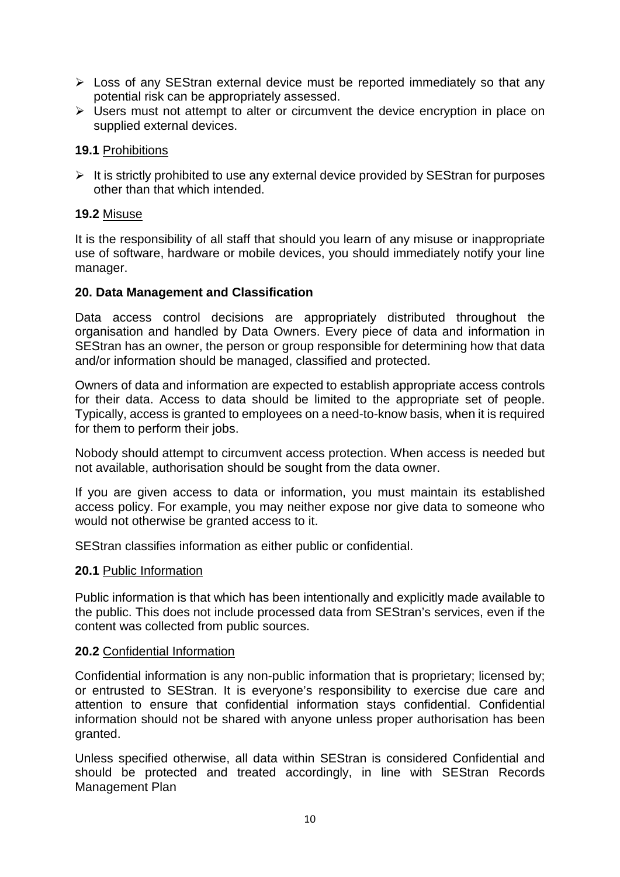- Loss of any SEStran external device must be reported immediately so that any potential risk can be appropriately assessed.
- Users must not attempt to alter or circumvent the device encryption in place on supplied external devices.

### 19.1 Prohibitions

- It is strictly prohibited to use any external device provided by SEStran for purposes other than that which intended.

### 19.2 Misuse

It is the responsibility of all staff that should you learn of any misuse or inappropriate use of software, hardware or mobile devices, you should immediately notify your line manager.

## 20. Data Management and Classification

Data access control decisions are appropriately distributed throughout the organisation and handled by Data Owners. Every piece of data and information in SEStran has an owner, the person or group responsible for determining how that data and/or information should be managed, classified and protected.

Owners of data and information are expected to establish appropriate access controls for their data. Access to data should be limited to the appropriate set of people. Typically, access is granted to employees on a need-to-know basis, when it is required for them to perform their jobs.

Nobody should attempt to circumvent access protection. When access is needed but not available, authorisation should be sought from the data owner.

If you are given access to data or information, you must maintain its established access policy. For example, you may neither expose nor give data to someone who would not otherwise be granted access to it.

SEStran classifies information as either public or confidential.

### 20.1 Public Information

Public information is that which has been intentionally and explicitly made available to the public. This does not include processed data from SEStran's services, even if the content was collected from public sources.

### 20.2 Confidential Information

Confidential information is any non-public information that is proprietary; licensed by; or entrusted to SEStran. It is everyone's responsibility to exercise due care and attention to ensure that confidential information stays confidential. Confidential information should not be shared with anyone unless proper authorisation has been granted.

Unless specified otherwise, all data within SEStran is considered Confidential and should be protected and treated accordingly, in line with SEStran Records Management Plan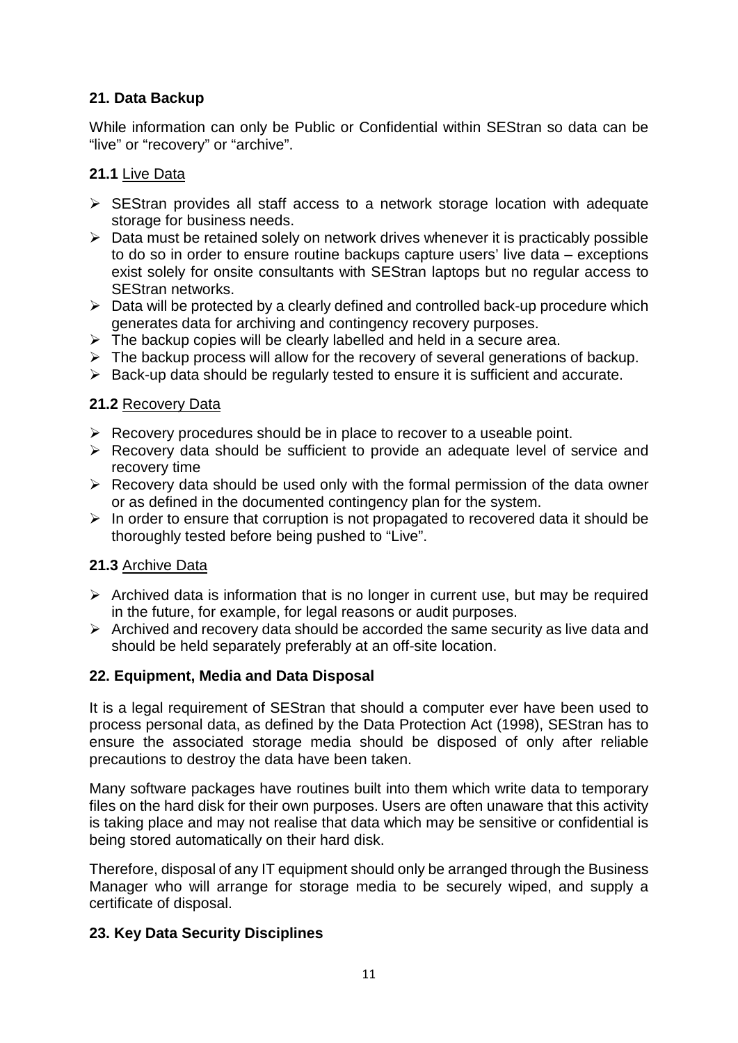## 21. Data Backup

While information can only be Public or Confidential within SEStran so data can be "live" or "recovery" or "archive".

### 21.1 Live Data

- SEStran provides all staff access to a network storage location with adequate storage for business needs.
- Data must be retained solely on network drives whenever it is practicably possible to do so in order to ensure routine backups capture users' live data – exceptions exist solely for onsite consultants with SEStran laptops but no regular access to SEStran networks.
- Data will be protected by a clearly defined and controlled back-up procedure which generates data for archiving and contingency recovery purposes.
- The backup copies will be clearly labelled and held in a secure area.
- The backup process will allow for the recovery of several generations of backup.
- Back-up data should be regularly tested to ensure it is sufficient and accurate.

### 21.2 Recovery Data

- Recovery procedures should be in place to recover to a useable point.
- Recovery data should be sufficient to provide an adequate level of service and recovery time
- Recovery data should be used only with the formal permission of the data owner or as defined in the documented contingency plan for the system.
- In order to ensure that corruption is not propagated to recovered data it should be thoroughly tested before being pushed to "Live".

### 21.3 Archive Data

- Archived data is information that is no longer in current use, but may be required in the future, for example, for legal reasons or audit purposes.
- Archived and recovery data should be accorded the same security as live data and should be held separately preferably at an off-site location.

## 22. Equipment, Media and Data Disposal

It is a legal requirement of SEStran that should a computer ever have been used to process personal data, as defined by the Data Protection Act (1998), SEStran has to ensure the associated storage media should be disposed of only after reliable precautions to destroy the data have been taken.

Many software packages have routines built into them which write data to temporary files on the hard disk for their own purposes. Users are often unaware that this activity is taking place and may not realise that data which may be sensitive or confidential is being stored automatically on their hard disk.

Therefore, disposal of any IT equipment should only be arranged through the Business Manager who will arrange for storage media to be securely wiped, and supply a certificate of disposal.

## 23. Key Data Security Disciplines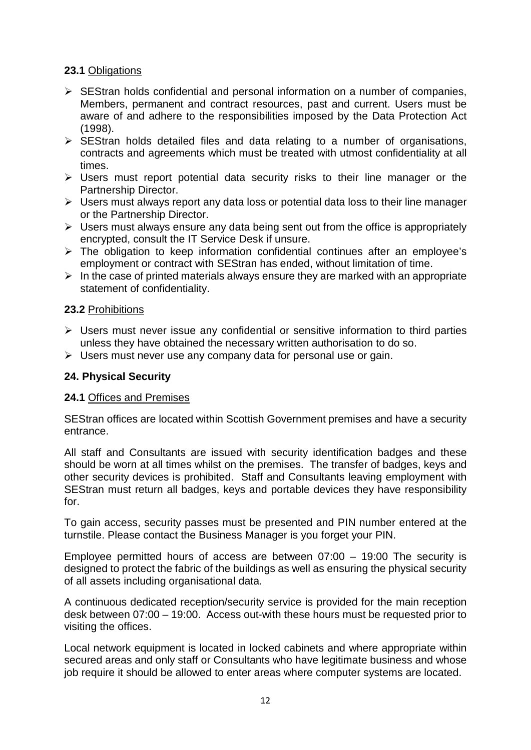**23.1** Obligations

- SEStran holds confidential and personal information on a number of companies, Members, permanent and contract resources, past and current. Users must be aware of and adhere to the responsibilities imposed by the Data Protection Act (1998).
- SEStran holds detailed files and data relating to a number of organisations, contracts and agreements which must be treated with utmost confidentiality at all times.
- Users must report potential data security risks to their line manager or the Partnership Director.
- Users must always report any data loss or potential data loss to their line manager or the Partnership Director.
- Users must always ensure any data being sent out from the office is appropriately encrypted, consult the IT Service Desk if unsure.
- The obligation to keep information confidential continues after an employee's employment or contract with SEStran has ended, without limitation of time.
- In the case of printed materials always ensure they are marked with an appropriate statement of confidentiality.

**23.2** Prohibitions

- Users must never issue any confidential or sensitive information to third parties unless they have obtained the necessary written authorisation to do so.
- Users must never use any company data for personal use or gain.

## 24. Physical Security

**24.1** Offices and Premises

SEStran offices are located within Scottish Government premises and have a security entrance.

All staff and Consultants are issued with security identification badges and these should be worn at all times whilst on the premises. The transfer of badges, keys and other security devices is prohibited. Staff and Consultants leaving employment with SEStran must return all badges, keys and portable devices they have responsibility for.

To gain access, security passes must be presented and PIN number entered at the turnstile. Please contact the Business Manager is you forget your PIN.

Employee permitted hours of access are between 07:00 – 19:00 The security is designed to protect the fabric of the buildings as well as ensuring the physical security of all assets including organisational data.

A continuous dedicated reception/security service is provided for the main reception desk between 07:00 – 19:00. Access out-with these hours must be requested prior to visiting the offices.

Local network equipment is located in locked cabinets and where appropriate within secured areas and only staff or Consultants who have legitimate business and whose job require it should be allowed to enter areas where computer systems are located.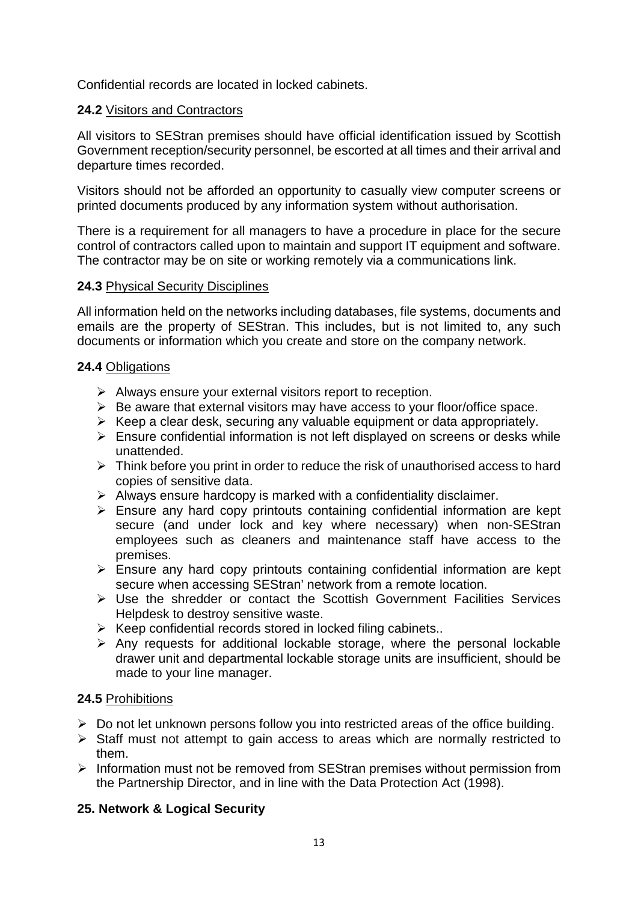Confidential records are located in locked cabinets.

**24.2** Visitors and Contractors

All visitors to SEStran premises should have official identification issued by Scottish Government reception/security personnel, be escorted at all times and their arrival and departure times recorded.

Visitors should not be afforded an opportunity to casually view computer screens or printed documents produced by any information system without authorisation.

There is a requirement for all managers to have a procedure in place for the secure control of contractors called upon to maintain and support IT equipment and software. The contractor may be on site or working remotely via a communications link.

**24.3** Physical Security Disciplines

All information held on the networks including databases, file systems, documents and emails are the property of SEStran. This includes, but is not limited to, any such documents or information which you create and store on the company network.

**24.4** Obligations

- Always ensure your external visitors report to reception.
- Be aware that external visitors may have access to your floor/office space.
- Keep a clear desk, securing any valuable equipment or data appropriately.
- Ensure confidential information is not left displayed on screens or desks while unattended.
- Think before you print in order to reduce the risk of unauthorised access to hard copies of sensitive data.
- Always ensure hardcopy is marked with a confidentiality disclaimer.
- Ensure any hard copy printouts containing confidential information are kept secure (and under lock and key where necessary) when non-SEStran employees such as cleaners and maintenance staff have access to the premises.
- Ensure any hard copy printouts containing confidential information are kept secure when accessing SEStran' network from a remote location.
- Use the shredder or contact the Scottish Government Facilities Services Helpdesk to destroy sensitive waste.
- Keep confidential records stored in locked filing cabinets..
- Any requests for additional lockable storage, where the personal lockable drawer unit and departmental lockable storage units are insufficient, should be made to your line manager.

**24.5** Prohibitions

- Do not let unknown persons follow you into restricted areas of the office building.
- Staff must not attempt to gain access to areas which are normally restricted to them.
- Information must not be removed from SEStran premises without permission from the Partnership Director, and in line with the Data Protection Act (1998).

## 25. Network & Logical Security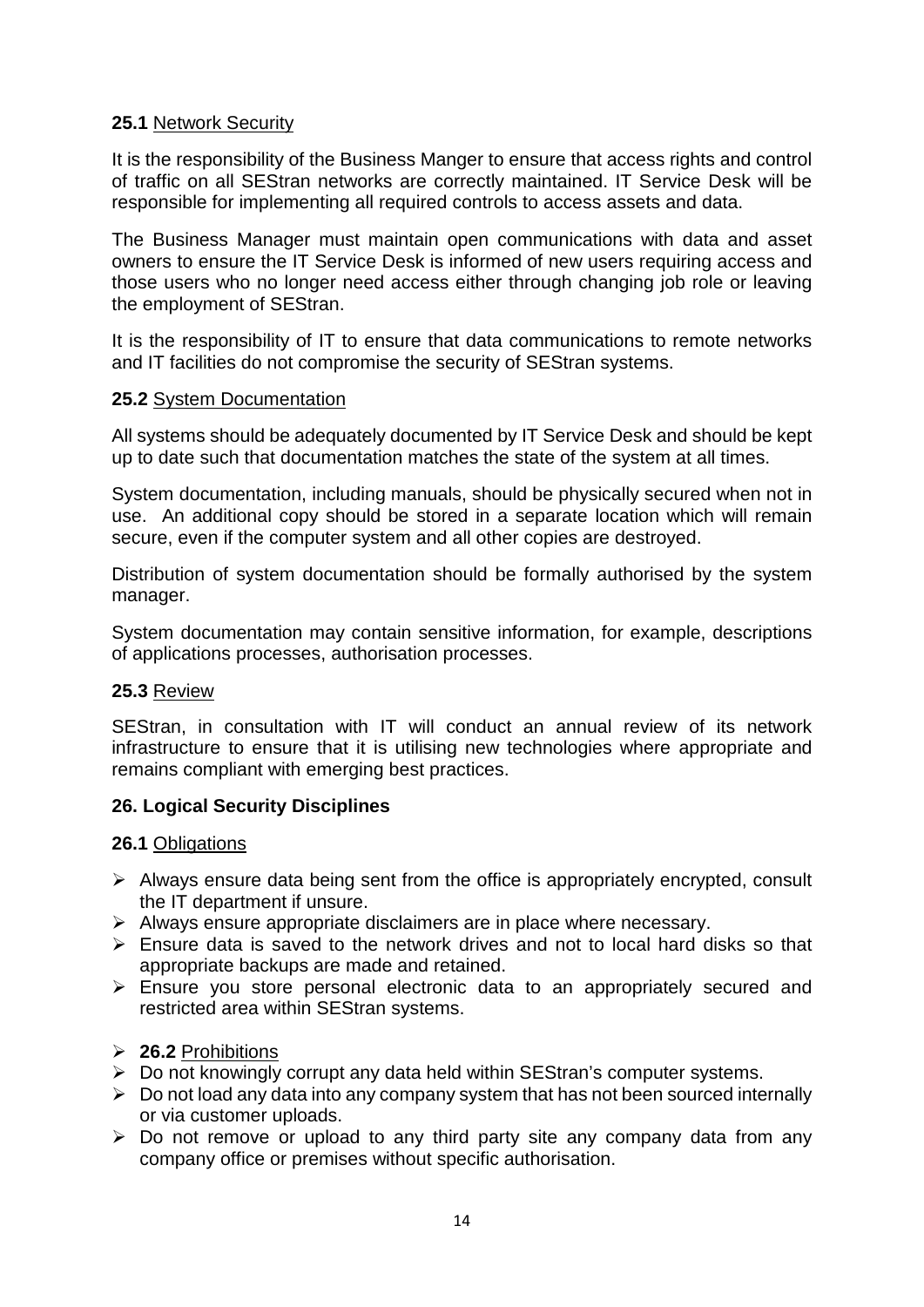**25.1** <u>Network Security</u>

It is the responsibility of the Business Manger to ensure that access rights and control of traffic on all SEStran networks are correctly maintained. IT Service Desk will be responsible for implementing all required controls to access assets and data.

The Business Manager must maintain open communications with data and asset owners to ensure the IT Service Desk is informed of new users requiring access and those users who no longer need access either through changing job role or leaving the employment of SEStran.

It is the responsibility of IT to ensure that data communications to remote networks and IT facilities do not compromise the security of SEStran systems.

**25.2** <u>System Documentation</u>

All systems should be adequately documented by IT Service Desk and should be kept up to date such that documentation matches the state of the system at all times.

System documentation, including manuals, should be physically secured when not in use. An additional copy should be stored in a separate location which will remain secure, even if the computer system and all other copies are destroyed.

Distribution of system documentation should be formally authorised by the system manager.

System documentation may contain sensitive information, for example, descriptions of applications processes, authorisation processes.

**25.3** <u>Review</u>

SEStran, in consultation with IT will conduct an annual review of its network infrastructure to ensure that it is utilising new technologies where appropriate and remains compliant with emerging best practices.

**26. Logical Security Disciplines**

**26.1** <u>Obligations</u>

- Always ensure data being sent from the office is appropriately encrypted, consult the IT department if unsure.
- Always ensure appropriate disclaimers are in place where necessary.
- Ensure data is saved to the network drives and not to local hard disks so that appropriate backups are made and retained.
- Ensure you store personal electronic data to an appropriately secured and restricted area within SEStran systems.

- **26.2** <u>Prohibitions</u>
- Do not knowingly corrupt any data held within SEStran's computer systems.
- Do not load any data into any company system that has not been sourced internally or via customer uploads.
- Do not remove or upload to any third party site any company data from any company office or premises without specific authorisation.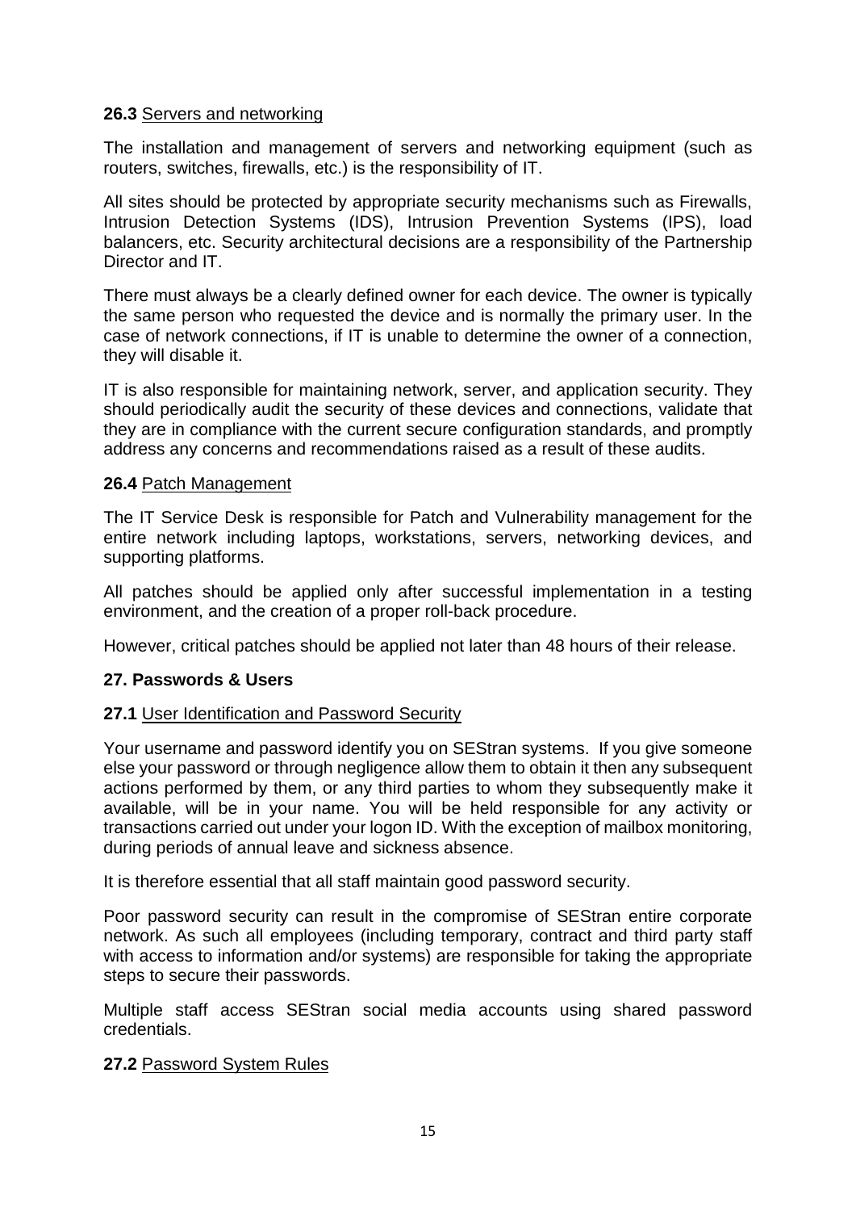**26.3** Servers and networking

The installation and management of servers and networking equipment (such as routers, switches, firewalls, etc.) is the responsibility of IT.

All sites should be protected by appropriate security mechanisms such as Firewalls, Intrusion Detection Systems (IDS), Intrusion Prevention Systems (IPS), load balancers, etc. Security architectural decisions are a responsibility of the Partnership Director and IT.

There must always be a clearly defined owner for each device. The owner is typically the same person who requested the device and is normally the primary user. In the case of network connections, if IT is unable to determine the owner of a connection, they will disable it.

IT is also responsible for maintaining network, server, and application security. They should periodically audit the security of these devices and connections, validate that they are in compliance with the current secure configuration standards, and promptly address any concerns and recommendations raised as a result of these audits.

**26.4** Patch Management

The IT Service Desk is responsible for Patch and Vulnerability management for the entire network including laptops, workstations, servers, networking devices, and supporting platforms.

All patches should be applied only after successful implementation in a testing environment, and the creation of a proper roll-back procedure.

However, critical patches should be applied not later than 48 hours of their release.

## 27. Passwords & Users

**27.1** User Identification and Password Security

Your username and password identify you on SEStran systems. If you give someone else your password or through negligence allow them to obtain it then any subsequent actions performed by them, or any third parties to whom they subsequently make it available, will be in your name. You will be held responsible for any activity or transactions carried out under your logon ID. With the exception of mailbox monitoring, during periods of annual leave and sickness absence.

It is therefore essential that all staff maintain good password security.

Poor password security can result in the compromise of SEStran entire corporate network. As such all employees (including temporary, contract and third party staff with access to information and/or systems) are responsible for taking the appropriate steps to secure their passwords.

Multiple staff access SEStran social media accounts using shared password credentials.

**27.2** Password System Rules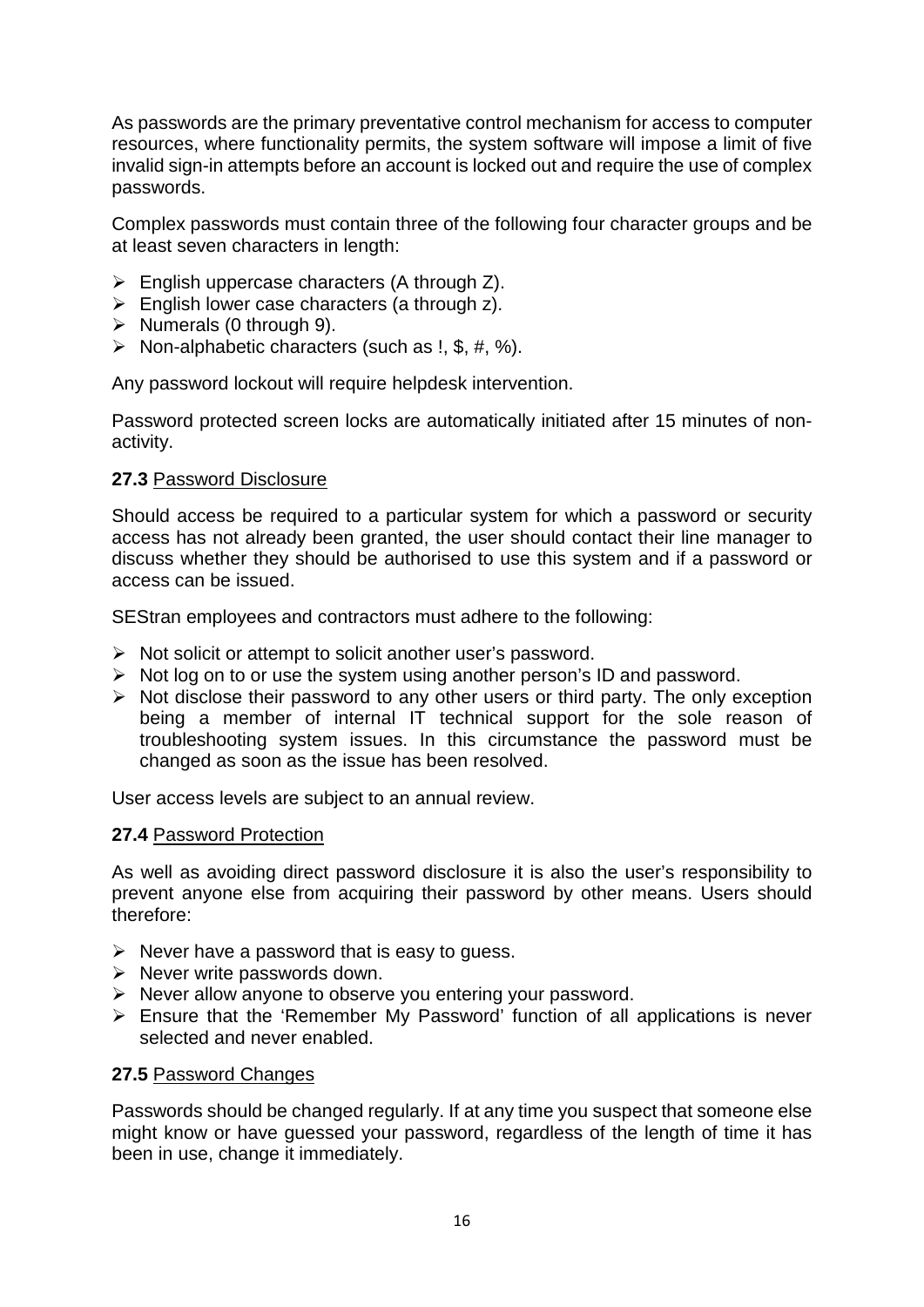As passwords are the primary preventative control mechanism for access to computer resources, where functionality permits, the system software will impose a limit of five invalid sign-in attempts before an account is locked out and require the use of complex passwords.

Complex passwords must contain three of the following four character groups and be at least seven characters in length:

- English uppercase characters (A through Z).
- English lower case characters (a through z).
- Numerals (0 through 9).
- Non-alphabetic characters (such as !, $, #, %).

Any password lockout will require helpdesk intervention.

Password protected screen locks are automatically initiated after 15 minutes of non-activity.

**27.3** Password Disclosure

Should access be required to a particular system for which a password or security access has not already been granted, the user should contact their line manager to discuss whether they should be authorised to use this system and if a password or access can be issued.

SEStran employees and contractors must adhere to the following:

- Not solicit or attempt to solicit another user's password.
- Not log on to or use the system using another person's ID and password.
- Not disclose their password to any other users or third party. The only exception being a member of internal IT technical support for the sole reason of troubleshooting system issues. In this circumstance the password must be changed as soon as the issue has been resolved.

User access levels are subject to an annual review.

**27.4** Password Protection

As well as avoiding direct password disclosure it is also the user's responsibility to prevent anyone else from acquiring their password by other means. Users should therefore:

- Never have a password that is easy to guess.
- Never write passwords down.
- Never allow anyone to observe you entering your password.
- Ensure that the 'Remember My Password' function of all applications is never selected and never enabled.

**27.5** Password Changes

Passwords should be changed regularly. If at any time you suspect that someone else might know or have guessed your password, regardless of the length of time it has been in use, change it immediately.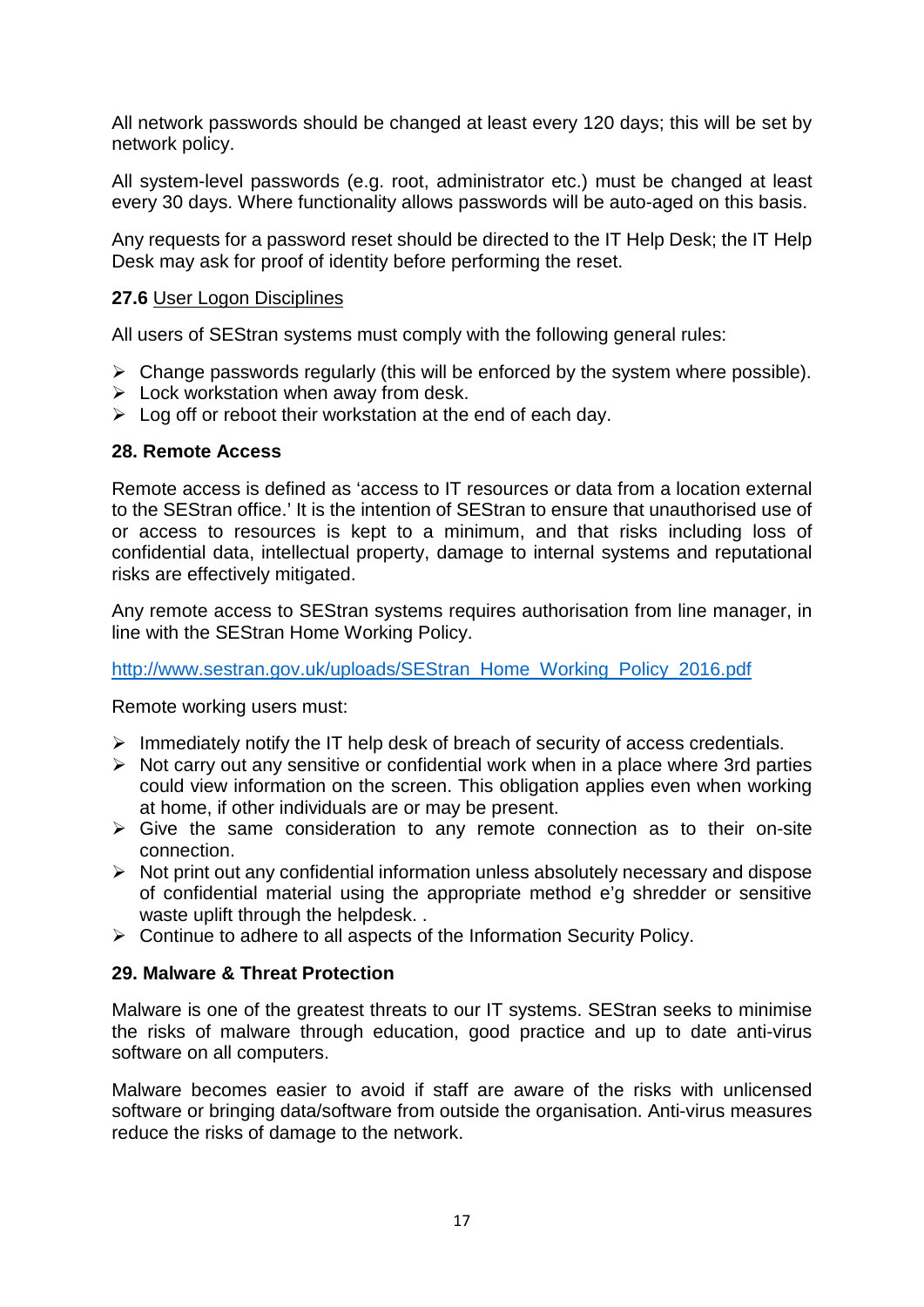All network passwords should be changed at least every 120 days; this will be set by network policy.

All system-level passwords (e.g. root, administrator etc.) must be changed at least every 30 days. Where functionality allows passwords will be auto-aged on this basis.

Any requests for a password reset should be directed to the IT Help Desk; the IT Help Desk may ask for proof of identity before performing the reset.

**27.6** User Logon Disciplines

All users of SEStran systems must comply with the following general rules:

- Change passwords regularly (this will be enforced by the system where possible).
- Lock workstation when away from desk.
- Log off or reboot their workstation at the end of each day.

## 28. Remote Access

Remote access is defined as 'access to IT resources or data from a location external to the SEStran office.' It is the intention of SEStran to ensure that unauthorised use of or access to resources is kept to a minimum, and that risks including loss of confidential data, intellectual property, damage to internal systems and reputational risks are effectively mitigated.

Any remote access to SEStran systems requires authorisation from line manager, in line with the SEStran Home Working Policy.

http://www.sestran.gov.uk/uploads/SEStran_Home_Working_Policy_2016.pdf

Remote working users must:

- Immediately notify the IT help desk of breach of security of access credentials.
- Not carry out any sensitive or confidential work when in a place where 3rd parties could view information on the screen. This obligation applies even when working at home, if other individuals are or may be present.
- Give the same consideration to any remote connection as to their on-site connection.
- Not print out any confidential information unless absolutely necessary and dispose of confidential material using the appropriate method e'g shredder or sensitive waste uplift through the helpdesk. .
- Continue to adhere to all aspects of the Information Security Policy.

## 29. Malware & Threat Protection

Malware is one of the greatest threats to our IT systems. SEStran seeks to minimise the risks of malware through education, good practice and up to date anti-virus software on all computers.

Malware becomes easier to avoid if staff are aware of the risks with unlicensed software or bringing data/software from outside the organisation. Anti-virus measures reduce the risks of damage to the network.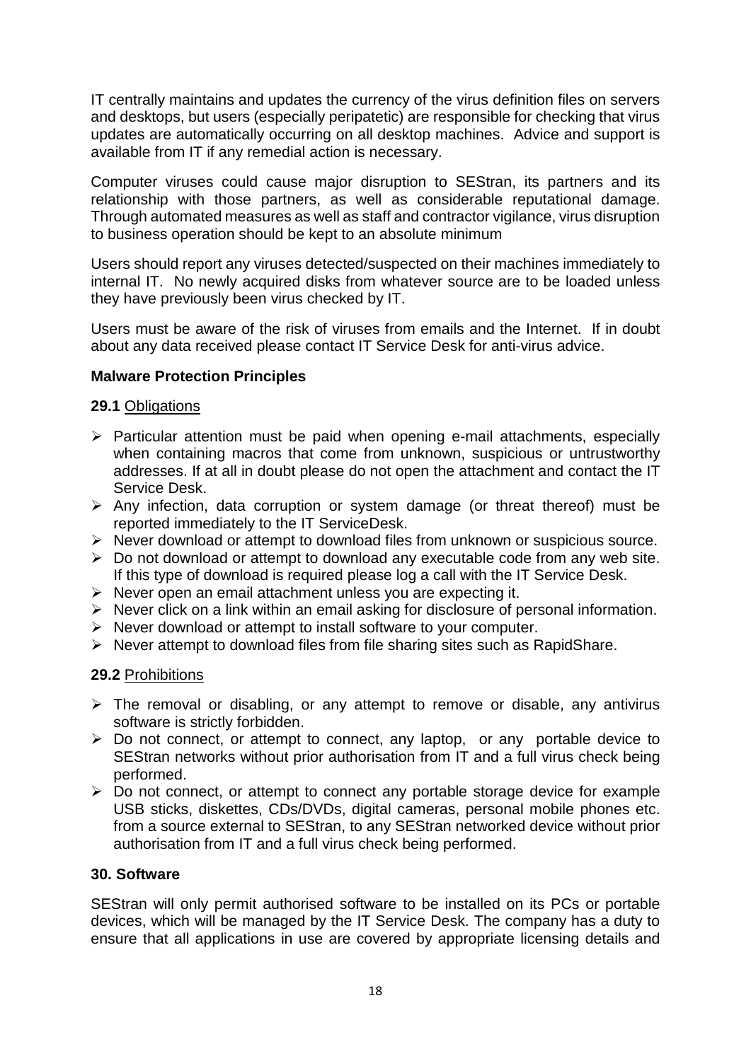IT centrally maintains and updates the currency of the virus definition files on servers and desktops, but users (especially peripatetic) are responsible for checking that virus updates are automatically occurring on all desktop machines. Advice and support is available from IT if any remedial action is necessary.

Computer viruses could cause major disruption to SEStran, its partners and its relationship with those partners, as well as considerable reputational damage. Through automated measures as well as staff and contractor vigilance, virus disruption to business operation should be kept to an absolute minimum

Users should report any viruses detected/suspected on their machines immediately to internal IT. No newly acquired disks from whatever source are to be loaded unless they have previously been virus checked by IT.

Users must be aware of the risk of viruses from emails and the Internet. If in doubt about any data received please contact IT Service Desk for anti-virus advice.

**Malware Protection Principles**

**29.1** Obligations

- Particular attention must be paid when opening e-mail attachments, especially when containing macros that come from unknown, suspicious or untrustworthy addresses. If at all in doubt please do not open the attachment and contact the IT Service Desk.
- Any infection, data corruption or system damage (or threat thereof) must be reported immediately to the IT ServiceDesk.
- Never download or attempt to download files from unknown or suspicious source.
- Do not download or attempt to download any executable code from any web site. If this type of download is required please log a call with the IT Service Desk.
- Never open an email attachment unless you are expecting it.
- Never click on a link within an email asking for disclosure of personal information.
- Never download or attempt to install software to your computer.
- Never attempt to download files from file sharing sites such as RapidShare.

**29.2** Prohibitions

- The removal or disabling, or any attempt to remove or disable, any antivirus software is strictly forbidden.
- Do not connect, or attempt to connect, any laptop, or any portable device to SEStran networks without prior authorisation from IT and a full virus check being performed.
- Do not connect, or attempt to connect any portable storage device for example USB sticks, diskettes, CDs/DVDs, digital cameras, personal mobile phones etc. from a source external to SEStran, to any SEStran networked device without prior authorisation from IT and a full virus check being performed.

**30. Software**

SEStran will only permit authorised software to be installed on its PCs or portable devices, which will be managed by the IT Service Desk. The company has a duty to ensure that all applications in use are covered by appropriate licensing details and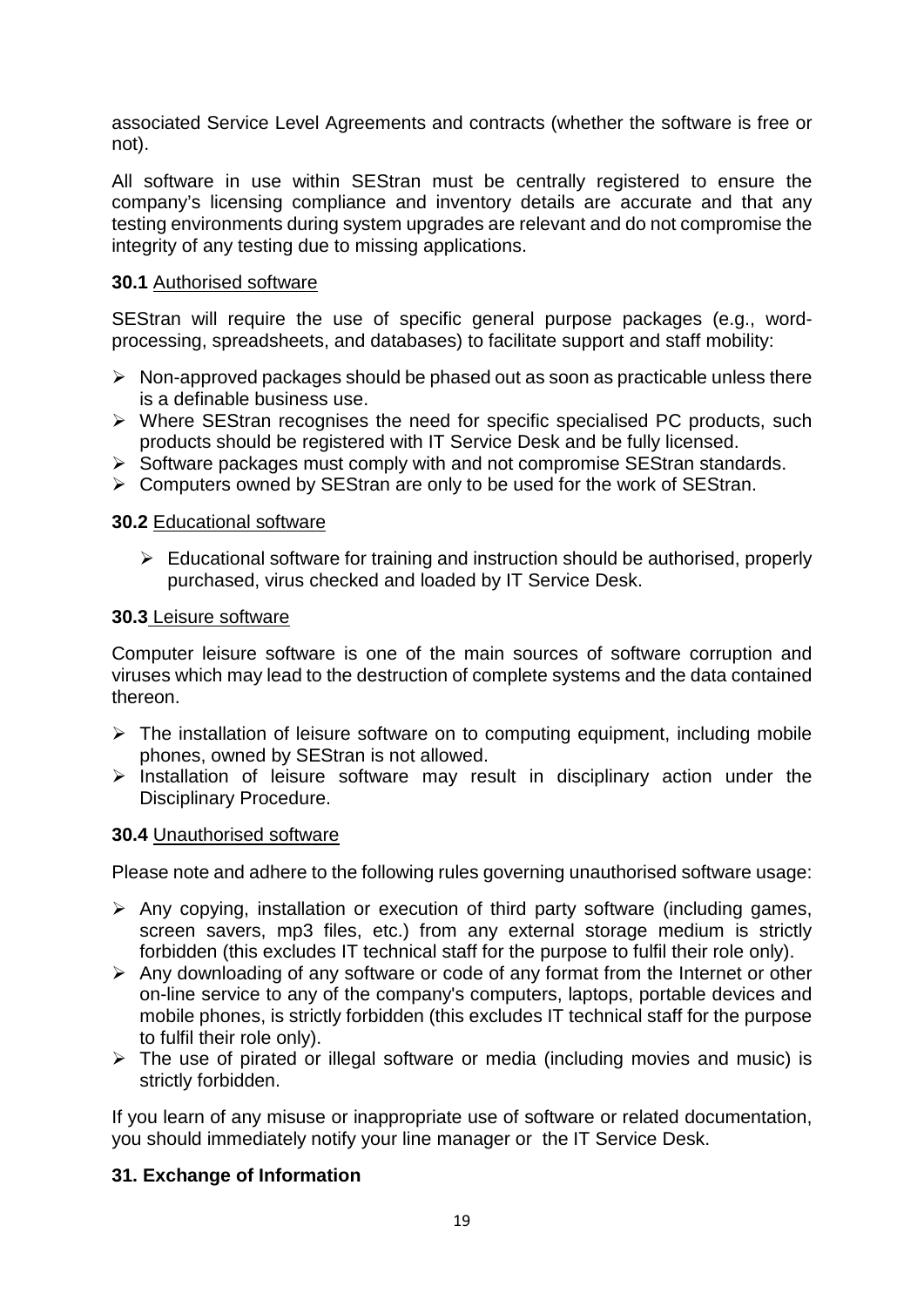associated Service Level Agreements and contracts (whether the software is free or not).

All software in use within SEStran must be centrally registered to ensure the company's licensing compliance and inventory details are accurate and that any testing environments during system upgrades are relevant and do not compromise the integrity of any testing due to missing applications.

**30.1** Authorised software

SEStran will require the use of specific general purpose packages (e.g., word-processing, spreadsheets, and databases) to facilitate support and staff mobility:

- Non-approved packages should be phased out as soon as practicable unless there is a definable business use.
- Where SEStran recognises the need for specific specialised PC products, such products should be registered with IT Service Desk and be fully licensed.
- Software packages must comply with and not compromise SEStran standards.
- Computers owned by SEStran are only to be used for the work of SEStran.

**30.2** Educational software

- Educational software for training and instruction should be authorised, properly purchased, virus checked and loaded by IT Service Desk.

**30.3** Leisure software

Computer leisure software is one of the main sources of software corruption and viruses which may lead to the destruction of complete systems and the data contained thereon.

- The installation of leisure software on to computing equipment, including mobile phones, owned by SEStran is not allowed.
- Installation of leisure software may result in disciplinary action under the Disciplinary Procedure.

**30.4** Unauthorised software

Please note and adhere to the following rules governing unauthorised software usage:

- Any copying, installation or execution of third party software (including games, screen savers, mp3 files, etc.) from any external storage medium is strictly forbidden (this excludes IT technical staff for the purpose to fulfil their role only).
- Any downloading of any software or code of any format from the Internet or other on-line service to any of the company's computers, laptops, portable devices and mobile phones, is strictly forbidden (this excludes IT technical staff for the purpose to fulfil their role only).
- The use of pirated or illegal software or media (including movies and music) is strictly forbidden.

If you learn of any misuse or inappropriate use of software or related documentation, you should immediately notify your line manager or the IT Service Desk.

## 31. Exchange of Information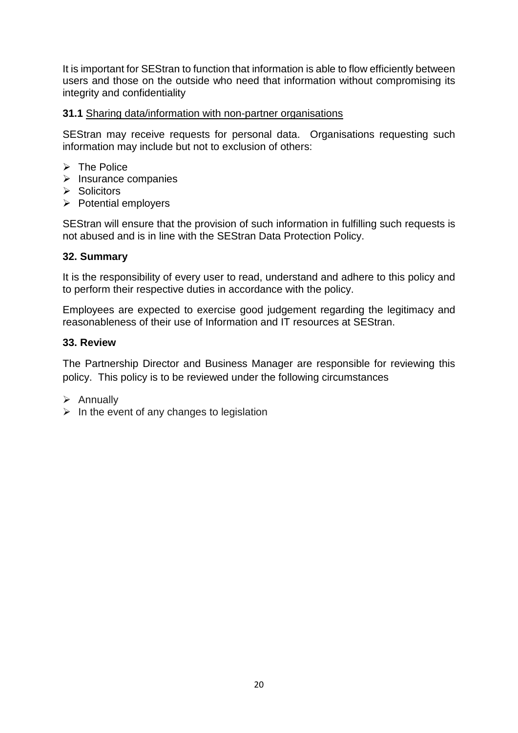It is important for SEStran to function that information is able to flow efficiently between users and those on the outside who need that information without compromising its integrity and confidentiality

**31.1** Sharing data/information with non-partner organisations

SEStran may receive requests for personal data. Organisations requesting such information may include but not to exclusion of others:

- The Police
- Insurance companies
- Solicitors
- Potential employers

SEStran will ensure that the provision of such information in fulfilling such requests is not abused and is in line with the SEStran Data Protection Policy.

### 32. Summary

It is the responsibility of every user to read, understand and adhere to this policy and to perform their respective duties in accordance with the policy.

Employees are expected to exercise good judgement regarding the legitimacy and reasonableness of their use of Information and IT resources at SEStran.

### 33. Review

The Partnership Director and Business Manager are responsible for reviewing this policy. This policy is to be reviewed under the following circumstances

- Annually
- In the event of any changes to legislation